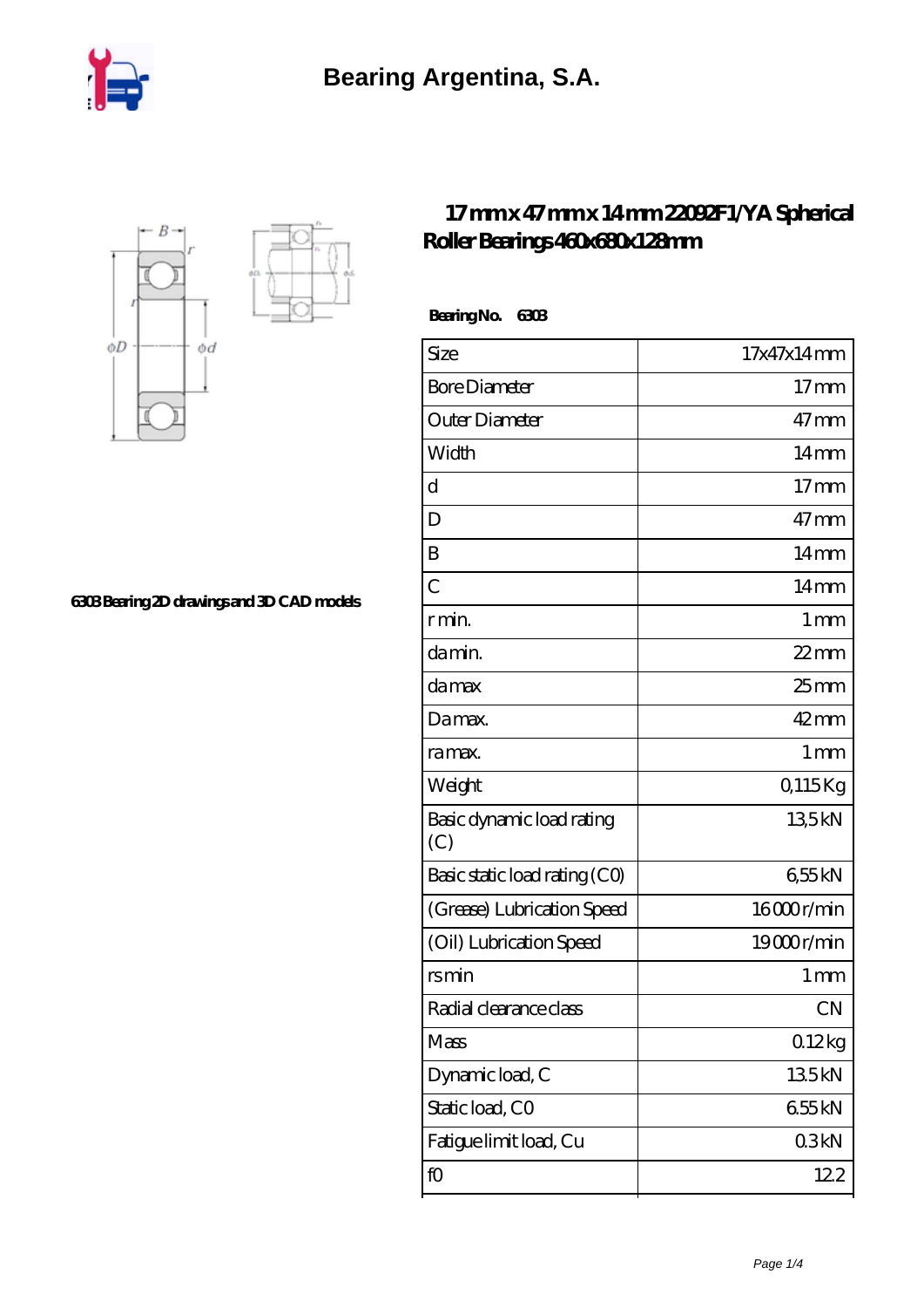Bearing Argentina, S.A.

# 17 mm x 47 mm x 14 mm 22092F1/YA Spherical Roller Bearings 460x680x128mm

6303 Bearing 2D drawings and 3D CAD models

**Bearing No. 6303**

| Size | 17x47x14 mm |
|---|---|
| Bore Diameter | 17 mm |
| Outer Diameter | 47 mm |
| Width | 14 mm |
| d | 17 mm |
| D | 47 mm |
| B | 14 mm |
| C | 14 mm |
| r min. | 1 mm |
| da min. | 22 mm |
| da max | 25 mm |
| Da max. | 42 mm |
| ra max. | 1 mm |
| Weight | 0,115 Kg |
| Basic dynamic load rating (C) | 13,5 kN |
| Basic static load rating (C0) | 6,55 kN |
| (Grease) Lubrication Speed | 16000 r/min |
| (Oil) Lubrication Speed | 19000 r/min |
| rs min | 1 mm |
| Radial clearance class | CN |
| Mass | 0.12 kg |
| Dynamic load, C | 13.5 kN |
| Static load, C0 | 6.55 kN |
| Fatigue limit load, Cu | 0.3 kN |
| f0 | 12.2 |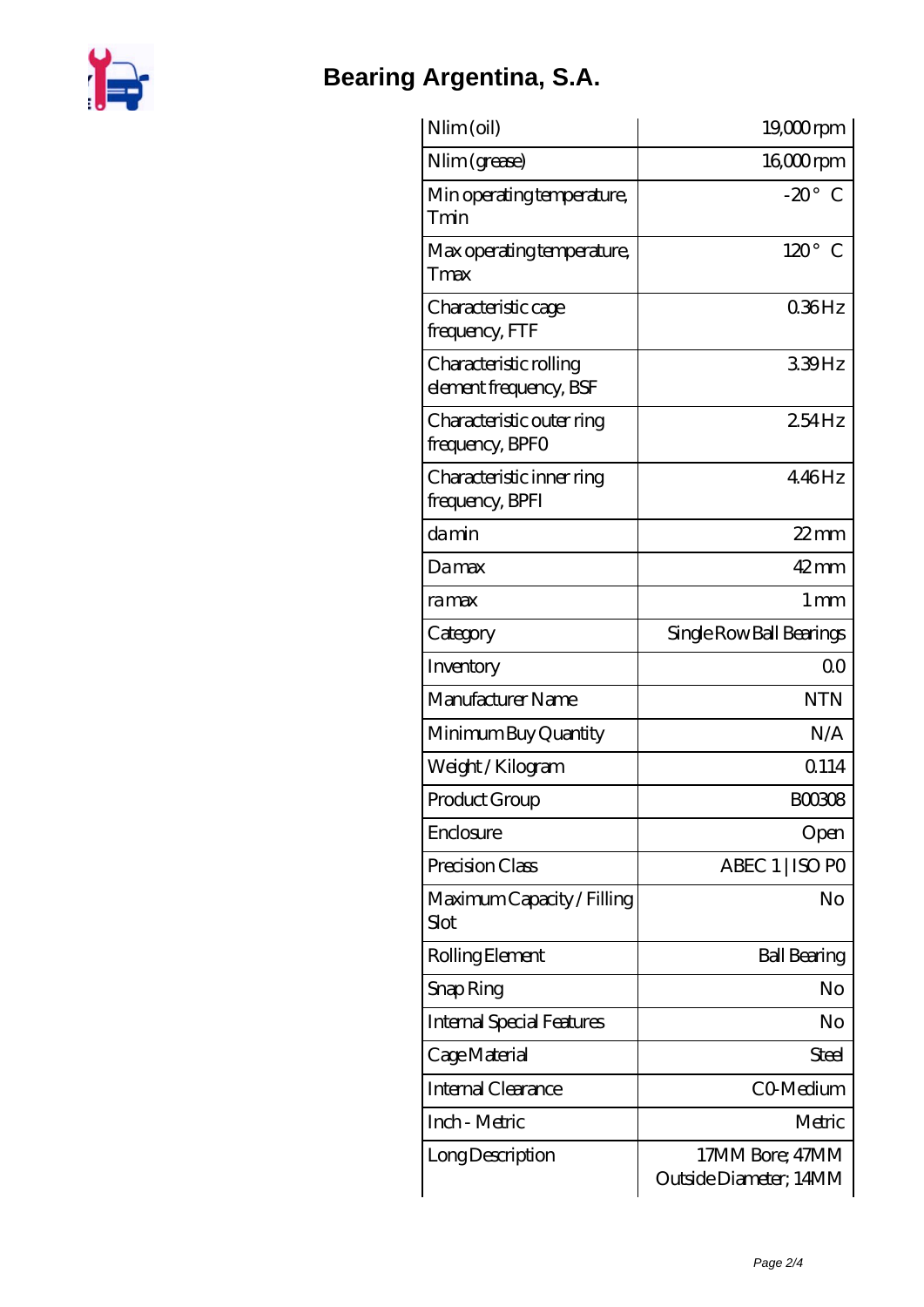| Nlim (oil) | 19,000 rpm |
|---|---|
| Nlim (grease) | 16,000 rpm |
| Min operating temperature, Tmin | -20 ° C |
| Max operating temperature, Tmax | 120 ° C |
| Characteristic cage frequency, FTF | 0.36 Hz |
| Characteristic rolling element frequency, BSF | 3.39 Hz |
| Characteristic outer ring frequency, BPFO | 2.54 Hz |
| Characteristic inner ring frequency, BPFI | 4.46 Hz |
| da min | 22 mm |
| Da max | 42 mm |
| ra max | 1 mm |
| Category | Single Row Ball Bearings |
| Inventory | 0.0 |
| Manufacturer Name | NTN |
| Minimum Buy Quantity | N/A |
| Weight / Kilogram | 0.114 |
| Product Group | B00308 |
| Enclosure | Open |
| Precision Class | ABEC 1 \| ISO P0 |
| Maximum Capacity / Filling Slot | No |
| Rolling Element | Ball Bearing |
| Snap Ring | No |
| Internal Special Features | No |
| Cage Material | Steel |
| Internal Clearance | C0-Medium |
| Inch - Metric | Metric |
| Long Description | 17MM Bore; 47MM Outside Diameter; 14MM |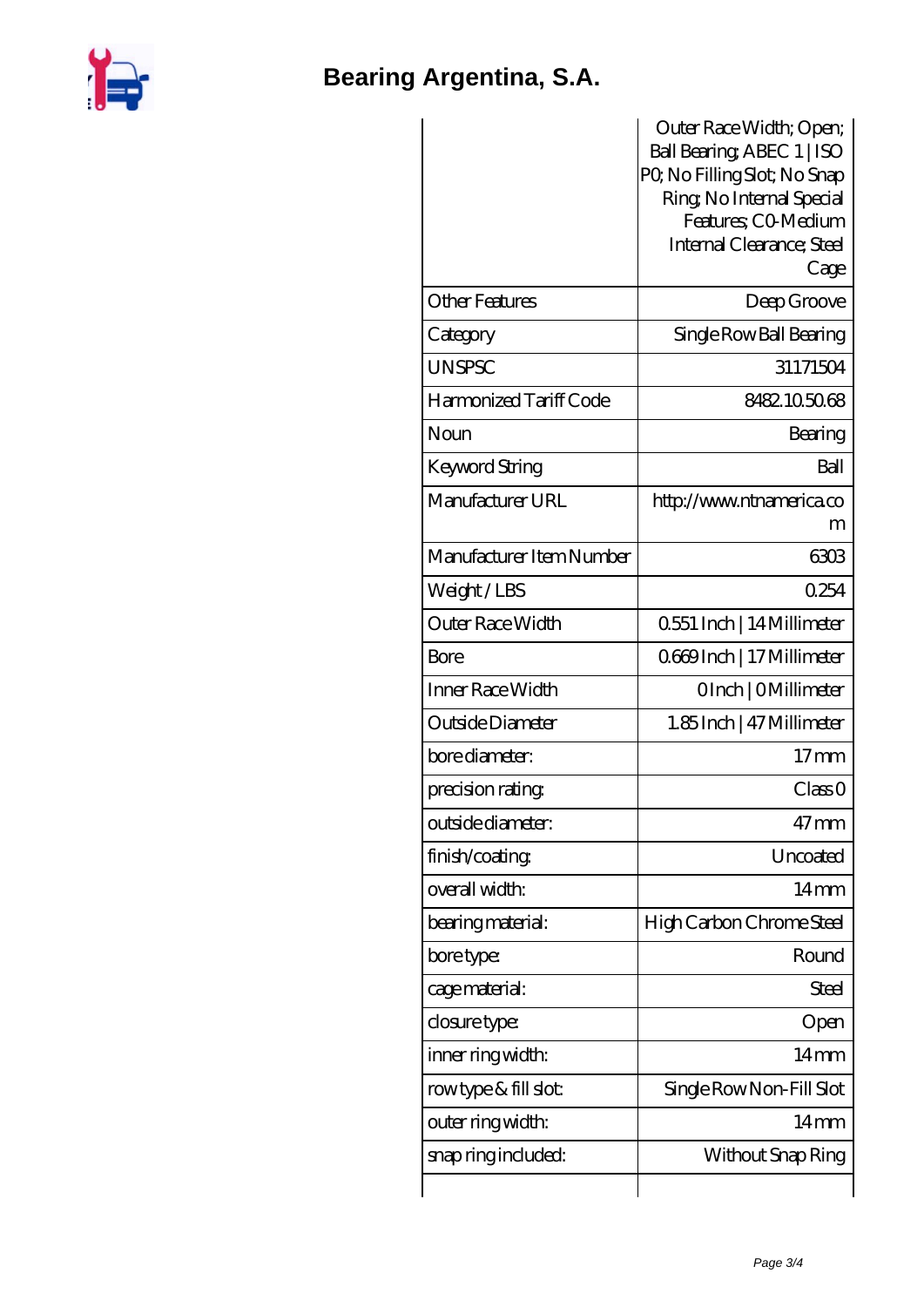| | |
|---|---|
| | Outer Race Width; Open; Ball Bearing; ABEC 1 \| ISO P0; No Filling Slot; No Snap Ring; No Internal Special Features; C0-Medium Internal Clearance; Steel Cage |
| Other Features | Deep Groove |
| Category | Single Row Ball Bearing |
| UNSPSC | 31171504 |
| Harmonized Tariff Code | 8482.10.50.68 |
| Noun | Bearing |
| Keyword String | Ball |
| Manufacturer URL | http://www.ntnamerica.com |
| Manufacturer Item Number | 6303 |
| Weight / LBS | 0.254 |
| Outer Race Width | 0.551 Inch \| 14 Millimeter |
| Bore | 0.669 Inch \| 17 Millimeter |
| Inner Race Width | 0 Inch \| 0 Millimeter |
| Outside Diameter | 1.85 Inch \| 47 Millimeter |
| bore diameter: | 17 mm |
| precision rating: | Class 0 |
| outside diameter: | 47 mm |
| finish/coating: | Uncoated |
| overall width: | 14 mm |
| bearing material: | High Carbon Chrome Steel |
| bore type: | Round |
| cage material: | Steel |
| closure type: | Open |
| inner ring width: | 14 mm |
| row type & fill slot: | Single Row Non-Fill Slot |
| outer ring width: | 14 mm |
| snap ring included: | Without Snap Ring |
| | |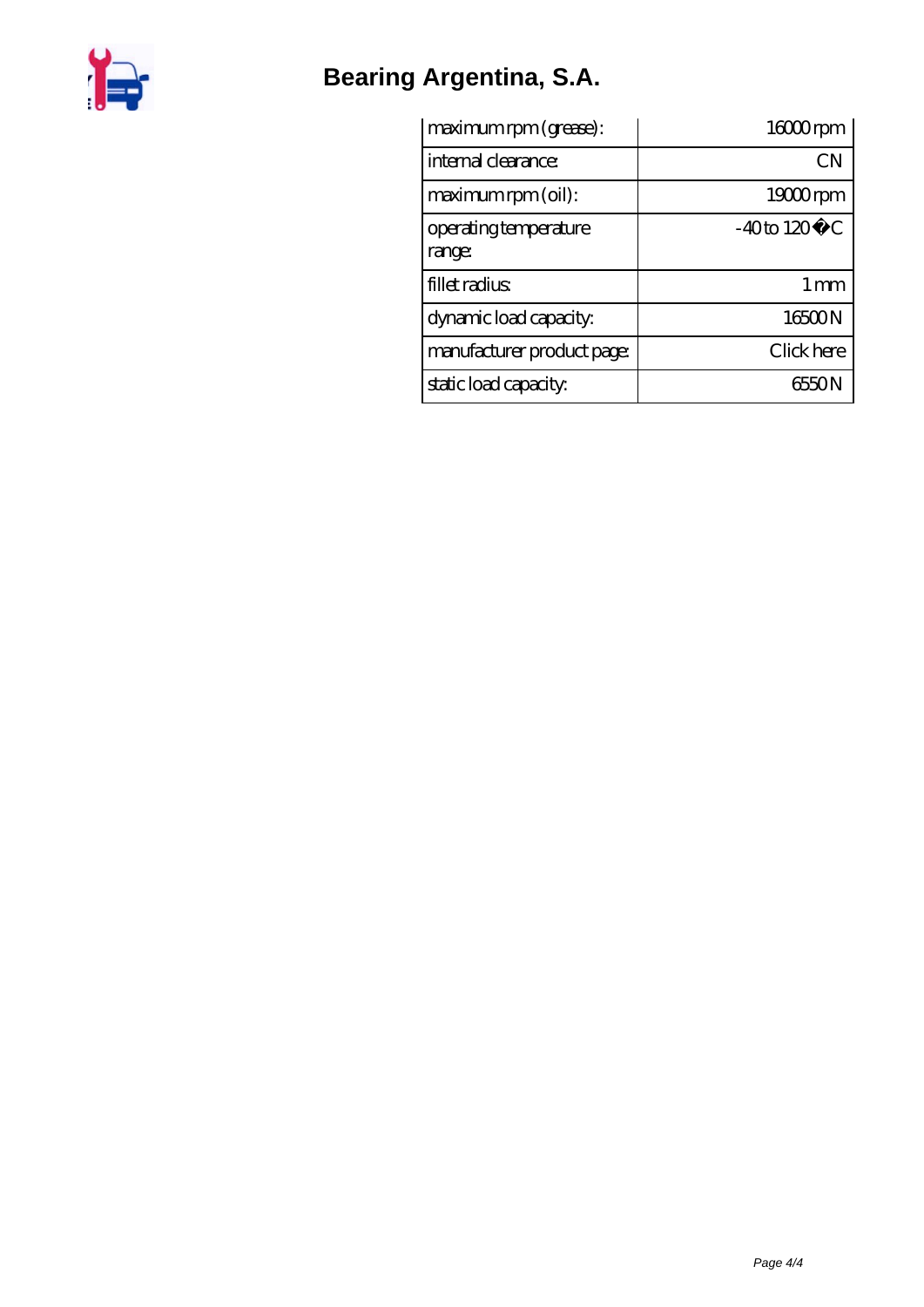| | |
|---|---|
| maximum rpm (grease): | 16000 rpm |
| internal clearance: | CN |
| maximum rpm (oil): | 19000 rpm |
| operating temperature range: | -40 to 120�C |
| fillet radius: | 1 mm |
| dynamic load capacity: | 16500 N |
| manufacturer product page: | Click here |
| static load capacity: | 6550 N |